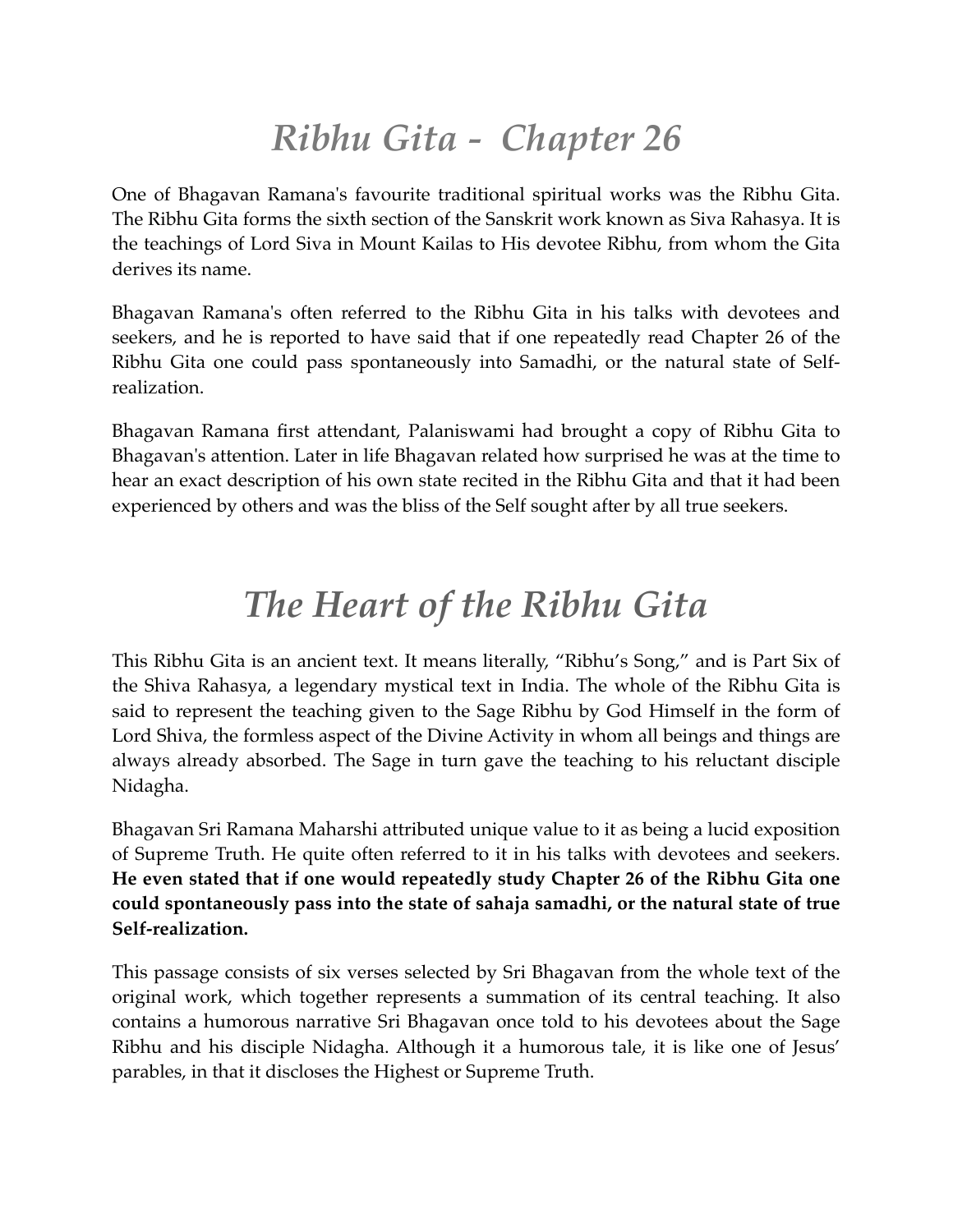# *Ribhu Gita - Chapter 26*

One of Bhagavan Ramana's favourite traditional spiritual works was the Ribhu Gita. The Ribhu Gita forms the sixth section of the Sanskrit work known as Siva Rahasya. It is the teachings of Lord Siva in Mount Kailas to His devotee Ribhu, from whom the Gita derives its name.

Bhagavan Ramana's often referred to the Ribhu Gita in his talks with devotees and seekers, and he is reported to have said that if one repeatedly read Chapter 26 of the Ribhu Gita one could pass spontaneously into Samadhi, or the natural state of Self-realization.

Bhagavan Ramana first attendant, Palaniswami had brought a copy of Ribhu Gita to Bhagavan's attention. Later in life Bhagavan related how surprised he was at the time to hear an exact description of his own state recited in the Ribhu Gita and that it had been experienced by others and was the bliss of the Self sought after by all true seekers.

# *The Heart of the Ribhu Gita*

This Ribhu Gita is an ancient text. It means literally, "Ribhu's Song," and is Part Six of the Shiva Rahasya, a legendary mystical text in India. The whole of the Ribhu Gita is said to represent the teaching given to the Sage Ribhu by God Himself in the form of Lord Shiva, the formless aspect of the Divine Activity in whom all beings and things are always already absorbed. The Sage in turn gave the teaching to his reluctant disciple Nidagha.

Bhagavan Sri Ramana Maharshi attributed unique value to it as being a lucid exposition of Supreme Truth. He quite often referred to it in his talks with devotees and seekers. **He even stated that if one would repeatedly study Chapter 26 of the Ribhu Gita one could spontaneously pass into the state of sahaja samadhi, or the natural state of true Self-realization.**

This passage consists of six verses selected by Sri Bhagavan from the whole text of the original work, which together represents a summation of its central teaching. It also contains a humorous narrative Sri Bhagavan once told to his devotees about the Sage Ribhu and his disciple Nidagha. Although it a humorous tale, it is like one of Jesus' parables, in that it discloses the Highest or Supreme Truth.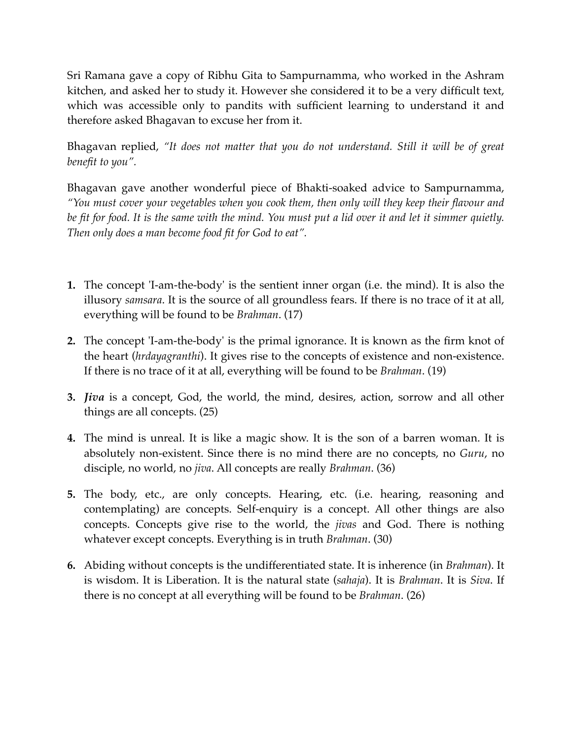Sri Ramana gave a copy of Ribhu Gita to Sampurnamma, who worked in the Ashram kitchen, and asked her to study it. However she considered it to be a very difficult text, which was accessible only to pandits with sufficient learning to understand it and therefore asked Bhagavan to excuse her from it.

Bhagavan replied, *"It does not matter that you do not understand. Still it will be of great benefit to you".*

Bhagavan gave another wonderful piece of Bhakti-soaked advice to Sampurnamma, *"You must cover your vegetables when you cook them, then only will they keep their flavour and be fit for food. It is the same with the mind. You must put a lid over it and let it simmer quietly. Then only does a man become food fit for God to eat".*

1. The concept 'I-am-the-body' is the sentient inner organ (i.e. the mind). It is also the illusory *samsara*. It is the source of all groundless fears. If there is no trace of it at all, everything will be found to be *Brahman*. (17)

2. The concept 'I-am-the-body' is the primal ignorance. It is known as the firm knot of the heart (*hrdayagranthi*). It gives rise to the concepts of existence and non-existence. If there is no trace of it at all, everything will be found to be *Brahman*. (19)

3. ***Jiva*** is a concept, God, the world, the mind, desires, action, sorrow and all other things are all concepts. (25)

4. The mind is unreal. It is like a magic show. It is the son of a barren woman. It is absolutely non-existent. Since there is no mind there are no concepts, no *Guru*, no disciple, no world, no *jiva*. All concepts are really *Brahman*. (36)

5. The body, etc., are only concepts. Hearing, etc. (i.e. hearing, reasoning and contemplating) are concepts. Self-enquiry is a concept. All other things are also concepts. Concepts give rise to the world, the *jivas* and God. There is nothing whatever except concepts. Everything is in truth *Brahman*. (30)

6. Abiding without concepts is the undifferentiated state. It is inherence (in *Brahman*). It is wisdom. It is Liberation. It is the natural state (*sahaja*). It is *Brahman*. It is *Siva*. If there is no concept at all everything will be found to be *Brahman*. (26)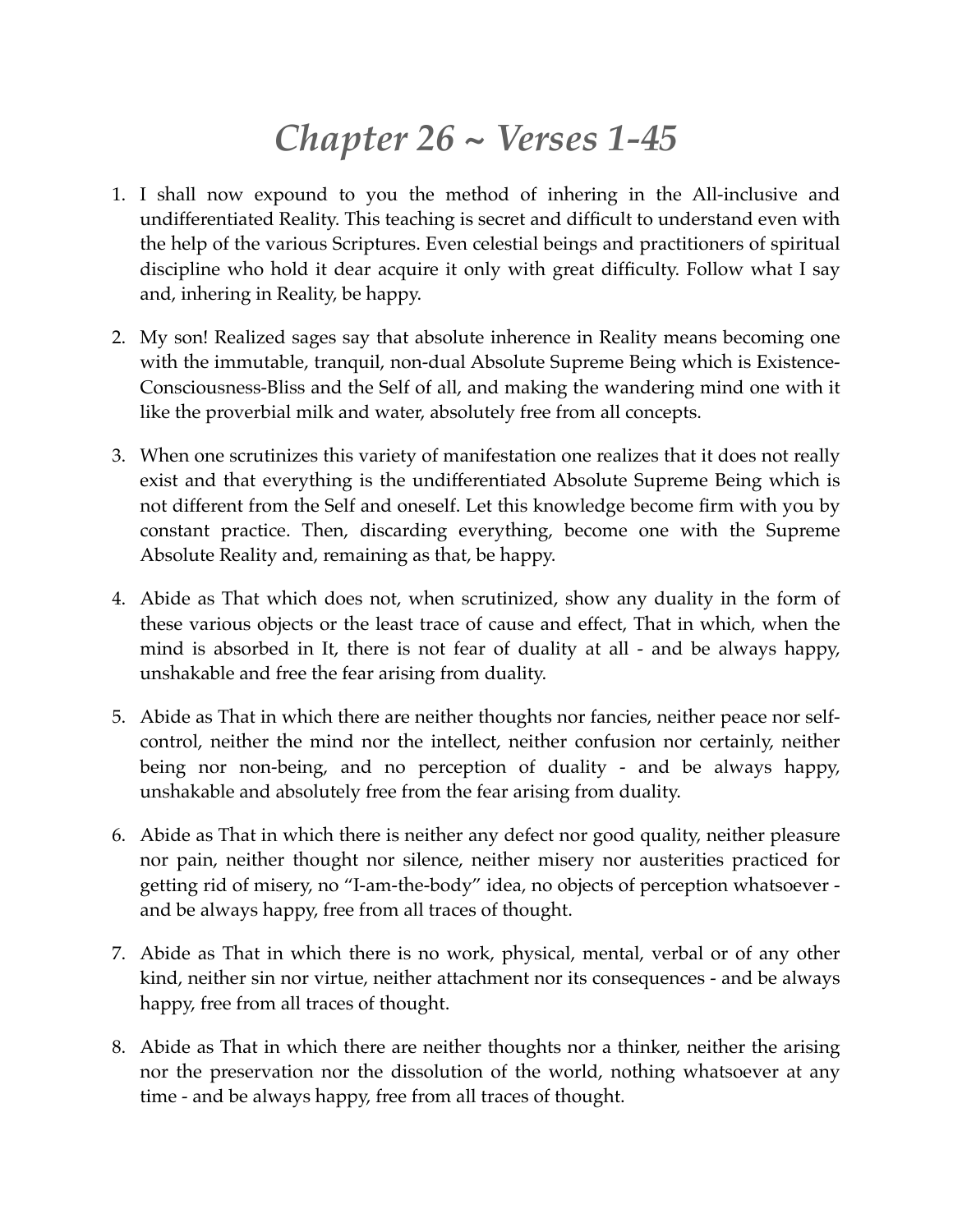# *Chapter 26 ~ Verses 1-45*

1. I shall now expound to you the method of inhering in the All-inclusive and undifferentiated Reality. This teaching is secret and difficult to understand even with the help of the various Scriptures. Even celestial beings and practitioners of spiritual discipline who hold it dear acquire it only with great difficulty. Follow what I say and, inhering in Reality, be happy.

2. My son! Realized sages say that absolute inherence in Reality means becoming one with the immutable, tranquil, non-dual Absolute Supreme Being which is Existence-Consciousness-Bliss and the Self of all, and making the wandering mind one with it like the proverbial milk and water, absolutely free from all concepts.

3. When one scrutinizes this variety of manifestation one realizes that it does not really exist and that everything is the undifferentiated Absolute Supreme Being which is not different from the Self and oneself. Let this knowledge become firm with you by constant practice. Then, discarding everything, become one with the Supreme Absolute Reality and, remaining as that, be happy.

4. Abide as That which does not, when scrutinized, show any duality in the form of these various objects or the least trace of cause and effect, That in which, when the mind is absorbed in It, there is not fear of duality at all - and be always happy, unshakable and free the fear arising from duality.

5. Abide as That in which there are neither thoughts nor fancies, neither peace nor self-control, neither the mind nor the intellect, neither confusion nor certainly, neither being nor non-being, and no perception of duality - and be always happy, unshakable and absolutely free from the fear arising from duality.

6. Abide as That in which there is neither any defect nor good quality, neither pleasure nor pain, neither thought nor silence, neither misery nor austerities practiced for getting rid of misery, no "I-am-the-body" idea, no objects of perception whatsoever - and be always happy, free from all traces of thought.

7. Abide as That in which there is no work, physical, mental, verbal or of any other kind, neither sin nor virtue, neither attachment nor its consequences - and be always happy, free from all traces of thought.

8. Abide as That in which there are neither thoughts nor a thinker, neither the arising nor the preservation nor the dissolution of the world, nothing whatsoever at any time - and be always happy, free from all traces of thought.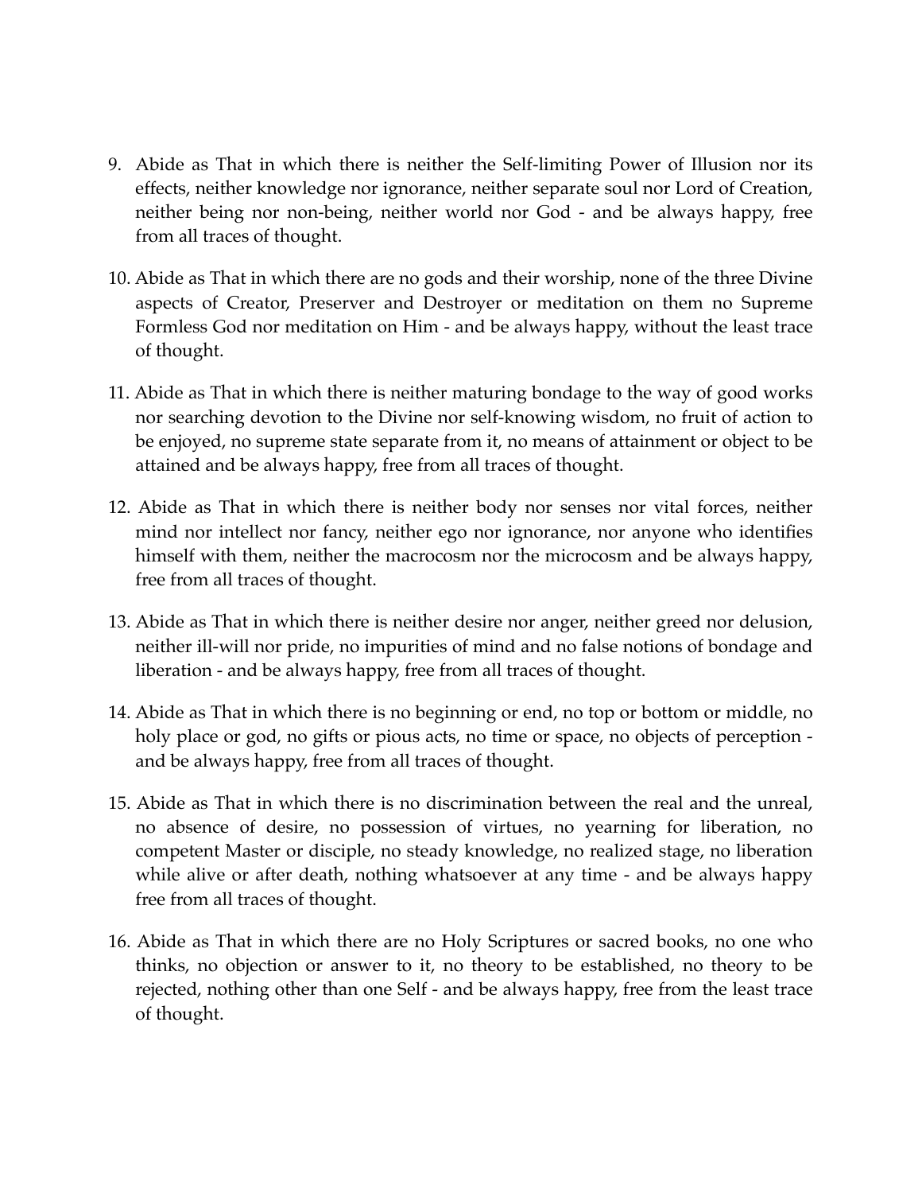9. Abide as That in which there is neither the Self-limiting Power of Illusion nor its effects, neither knowledge nor ignorance, neither separate soul nor Lord of Creation, neither being nor non-being, neither world nor God - and be always happy, free from all traces of thought.

10. Abide as That in which there are no gods and their worship, none of the three Divine aspects of Creator, Preserver and Destroyer or meditation on them no Supreme Formless God nor meditation on Him - and be always happy, without the least trace of thought.

11. Abide as That in which there is neither maturing bondage to the way of good works nor searching devotion to the Divine nor self-knowing wisdom, no fruit of action to be enjoyed, no supreme state separate from it, no means of attainment or object to be attained and be always happy, free from all traces of thought.

12. Abide as That in which there is neither body nor senses nor vital forces, neither mind nor intellect nor fancy, neither ego nor ignorance, nor anyone who identifies himself with them, neither the macrocosm nor the microcosm and be always happy, free from all traces of thought.

13. Abide as That in which there is neither desire nor anger, neither greed nor delusion, neither ill-will nor pride, no impurities of mind and no false notions of bondage and liberation - and be always happy, free from all traces of thought.

14. Abide as That in which there is no beginning or end, no top or bottom or middle, no holy place or god, no gifts or pious acts, no time or space, no objects of perception - and be always happy, free from all traces of thought.

15. Abide as That in which there is no discrimination between the real and the unreal, no absence of desire, no possession of virtues, no yearning for liberation, no competent Master or disciple, no steady knowledge, no realized stage, no liberation while alive or after death, nothing whatsoever at any time - and be always happy free from all traces of thought.

16. Abide as That in which there are no Holy Scriptures or sacred books, no one who thinks, no objection or answer to it, no theory to be established, no theory to be rejected, nothing other than one Self - and be always happy, free from the least trace of thought.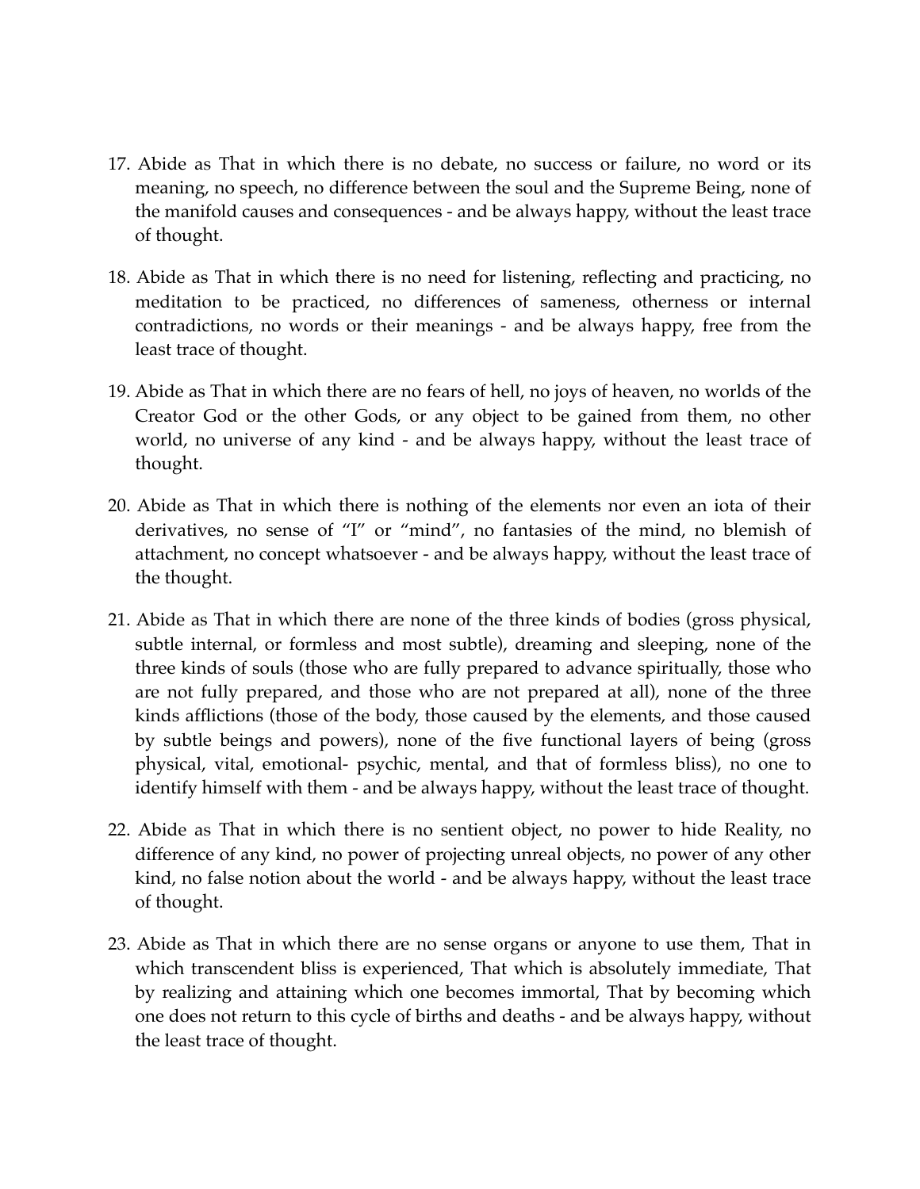17. Abide as That in which there is no debate, no success or failure, no word or its meaning, no speech, no difference between the soul and the Supreme Being, none of the manifold causes and consequences - and be always happy, without the least trace of thought.

18. Abide as That in which there is no need for listening, reflecting and practicing, no meditation to be practiced, no differences of sameness, otherness or internal contradictions, no words or their meanings - and be always happy, free from the least trace of thought.

19. Abide as That in which there are no fears of hell, no joys of heaven, no worlds of the Creator God or the other Gods, or any object to be gained from them, no other world, no universe of any kind - and be always happy, without the least trace of thought.

20. Abide as That in which there is nothing of the elements nor even an iota of their derivatives, no sense of "I" or "mind", no fantasies of the mind, no blemish of attachment, no concept whatsoever - and be always happy, without the least trace of the thought.

21. Abide as That in which there are none of the three kinds of bodies (gross physical, subtle internal, or formless and most subtle), dreaming and sleeping, none of the three kinds of souls (those who are fully prepared to advance spiritually, those who are not fully prepared, and those who are not prepared at all), none of the three kinds afflictions (those of the body, those caused by the elements, and those caused by subtle beings and powers), none of the five functional layers of being (gross physical, vital, emotional- psychic, mental, and that of formless bliss), no one to identify himself with them - and be always happy, without the least trace of thought.

22. Abide as That in which there is no sentient object, no power to hide Reality, no difference of any kind, no power of projecting unreal objects, no power of any other kind, no false notion about the world - and be always happy, without the least trace of thought.

23. Abide as That in which there are no sense organs or anyone to use them, That in which transcendent bliss is experienced, That which is absolutely immediate, That by realizing and attaining which one becomes immortal, That by becoming which one does not return to this cycle of births and deaths - and be always happy, without the least trace of thought.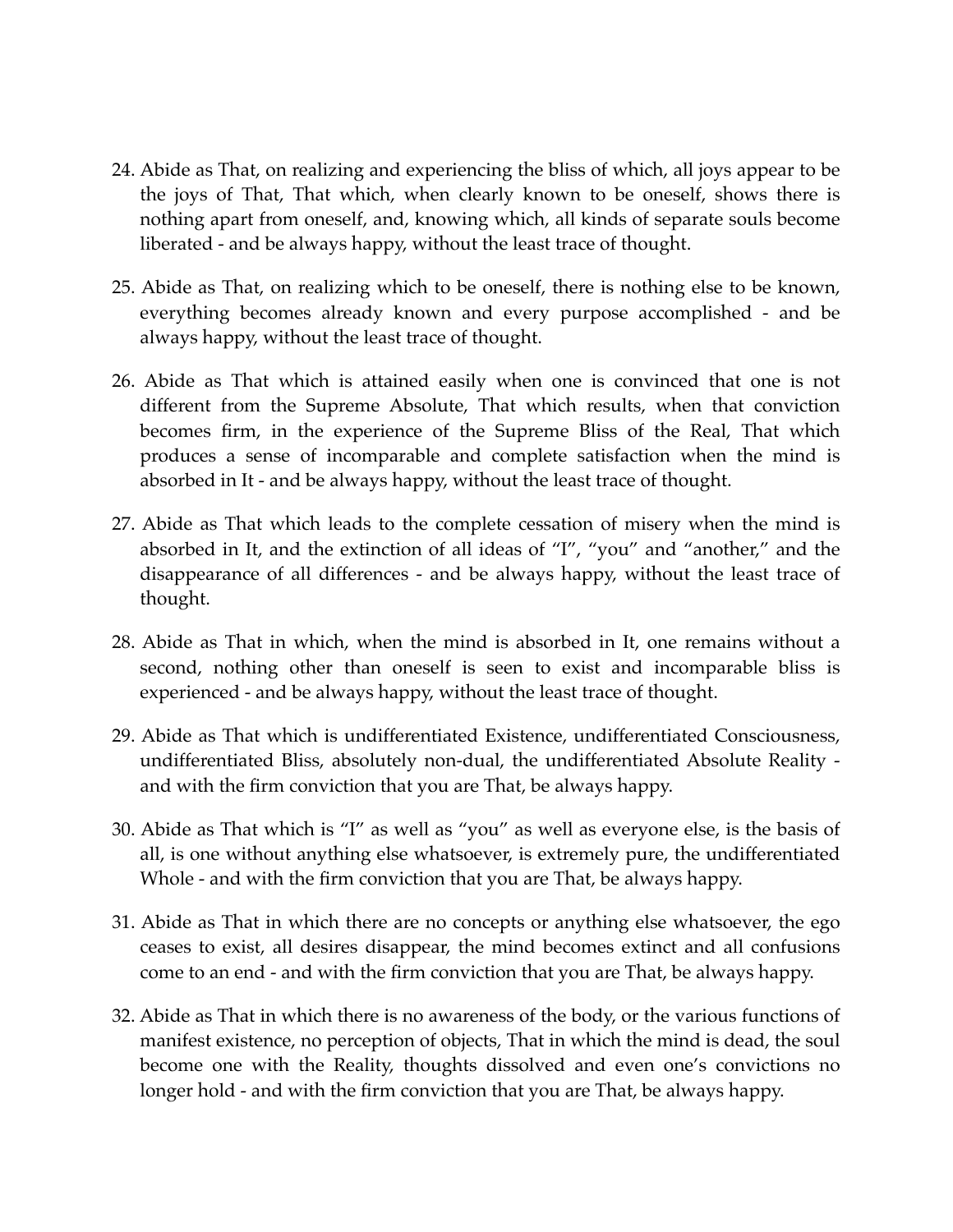24. Abide as That, on realizing and experiencing the bliss of which, all joys appear to be the joys of That, That which, when clearly known to be oneself, shows there is nothing apart from oneself, and, knowing which, all kinds of separate souls become liberated - and be always happy, without the least trace of thought.

25. Abide as That, on realizing which to be oneself, there is nothing else to be known, everything becomes already known and every purpose accomplished - and be always happy, without the least trace of thought.

26. Abide as That which is attained easily when one is convinced that one is not different from the Supreme Absolute, That which results, when that conviction becomes firm, in the experience of the Supreme Bliss of the Real, That which produces a sense of incomparable and complete satisfaction when the mind is absorbed in It - and be always happy, without the least trace of thought.

27. Abide as That which leads to the complete cessation of misery when the mind is absorbed in It, and the extinction of all ideas of "I", "you" and "another," and the disappearance of all differences - and be always happy, without the least trace of thought.

28. Abide as That in which, when the mind is absorbed in It, one remains without a second, nothing other than oneself is seen to exist and incomparable bliss is experienced - and be always happy, without the least trace of thought.

29. Abide as That which is undifferentiated Existence, undifferentiated Consciousness, undifferentiated Bliss, absolutely non-dual, the undifferentiated Absolute Reality - and with the firm conviction that you are That, be always happy.

30. Abide as That which is "I" as well as "you" as well as everyone else, is the basis of all, is one without anything else whatsoever, is extremely pure, the undifferentiated Whole - and with the firm conviction that you are That, be always happy.

31. Abide as That in which there are no concepts or anything else whatsoever, the ego ceases to exist, all desires disappear, the mind becomes extinct and all confusions come to an end - and with the firm conviction that you are That, be always happy.

32. Abide as That in which there is no awareness of the body, or the various functions of manifest existence, no perception of objects, That in which the mind is dead, the soul become one with the Reality, thoughts dissolved and even one's convictions no longer hold - and with the firm conviction that you are That, be always happy.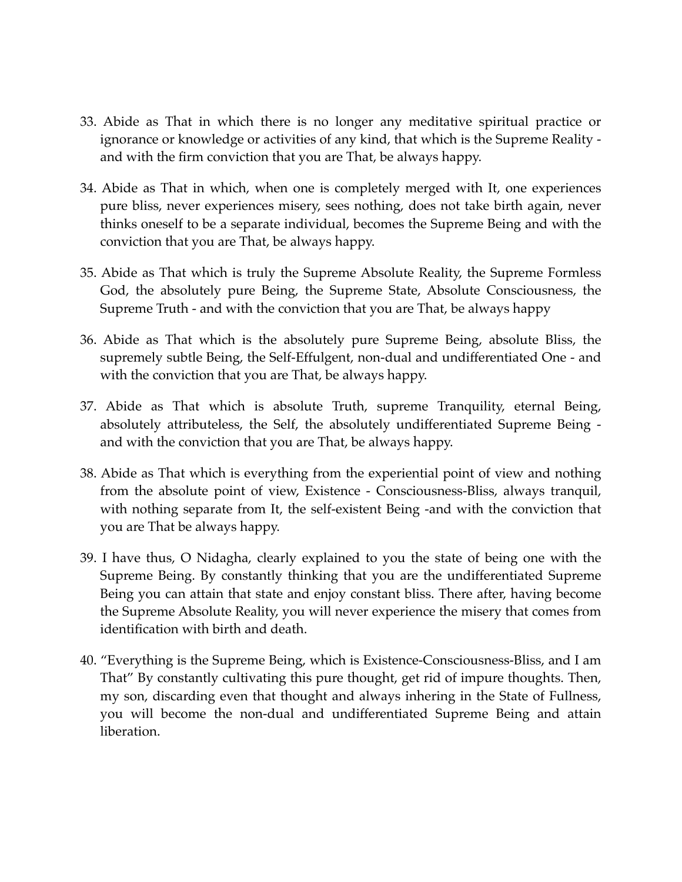33. Abide as That in which there is no longer any meditative spiritual practice or ignorance or knowledge or activities of any kind, that which is the Supreme Reality - and with the firm conviction that you are That, be always happy.

34. Abide as That in which, when one is completely merged with It, one experiences pure bliss, never experiences misery, sees nothing, does not take birth again, never thinks oneself to be a separate individual, becomes the Supreme Being and with the conviction that you are That, be always happy.

35. Abide as That which is truly the Supreme Absolute Reality, the Supreme Formless God, the absolutely pure Being, the Supreme State, Absolute Consciousness, the Supreme Truth - and with the conviction that you are That, be always happy

36. Abide as That which is the absolutely pure Supreme Being, absolute Bliss, the supremely subtle Being, the Self-Effulgent, non-dual and undifferentiated One - and with the conviction that you are That, be always happy.

37. Abide as That which is absolute Truth, supreme Tranquility, eternal Being, absolutely attributeless, the Self, the absolutely undifferentiated Supreme Being - and with the conviction that you are That, be always happy.

38. Abide as That which is everything from the experiential point of view and nothing from the absolute point of view, Existence - Consciousness-Bliss, always tranquil, with nothing separate from It, the self-existent Being -and with the conviction that you are That be always happy.

39. I have thus, O Nidagha, clearly explained to you the state of being one with the Supreme Being. By constantly thinking that you are the undifferentiated Supreme Being you can attain that state and enjoy constant bliss. There after, having become the Supreme Absolute Reality, you will never experience the misery that comes from identification with birth and death.

40. "Everything is the Supreme Being, which is Existence-Consciousness-Bliss, and I am That" By constantly cultivating this pure thought, get rid of impure thoughts. Then, my son, discarding even that thought and always inhering in the State of Fullness, you will become the non-dual and undifferentiated Supreme Being and attain liberation.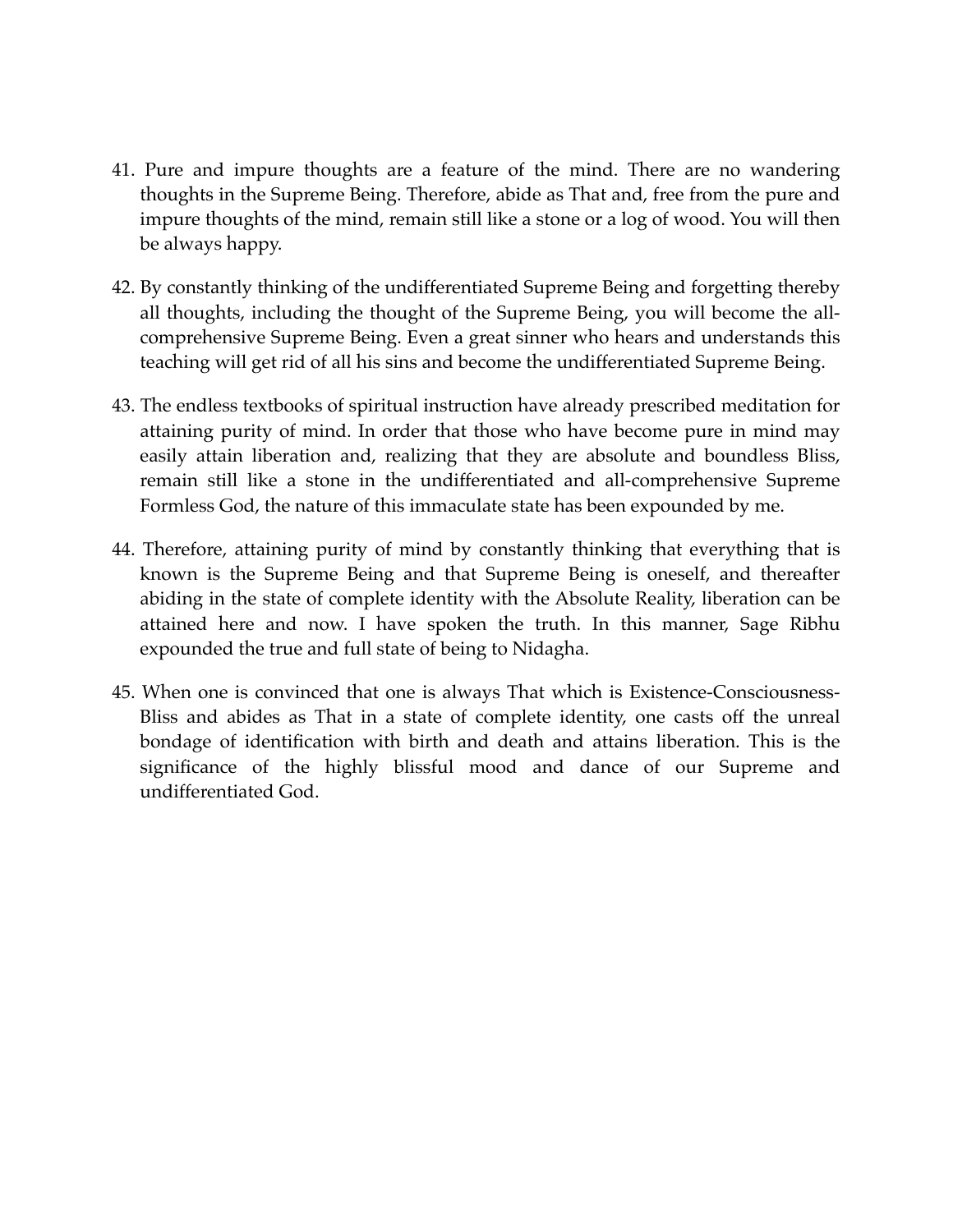41. Pure and impure thoughts are a feature of the mind. There are no wandering thoughts in the Supreme Being. Therefore, abide as That and, free from the pure and impure thoughts of the mind, remain still like a stone or a log of wood. You will then be always happy.

42. By constantly thinking of the undifferentiated Supreme Being and forgetting thereby all thoughts, including the thought of the Supreme Being, you will become the all-comprehensive Supreme Being. Even a great sinner who hears and understands this teaching will get rid of all his sins and become the undifferentiated Supreme Being.

43. The endless textbooks of spiritual instruction have already prescribed meditation for attaining purity of mind. In order that those who have become pure in mind may easily attain liberation and, realizing that they are absolute and boundless Bliss, remain still like a stone in the undifferentiated and all-comprehensive Supreme Formless God, the nature of this immaculate state has been expounded by me.

44. Therefore, attaining purity of mind by constantly thinking that everything that is known is the Supreme Being and that Supreme Being is oneself, and thereafter abiding in the state of complete identity with the Absolute Reality, liberation can be attained here and now. I have spoken the truth. In this manner, Sage Ribhu expounded the true and full state of being to Nidagha.

45. When one is convinced that one is always That which is Existence-Consciousness-Bliss and abides as That in a state of complete identity, one casts off the unreal bondage of identification with birth and death and attains liberation. This is the significance of the highly blissful mood and dance of our Supreme and undifferentiated God.